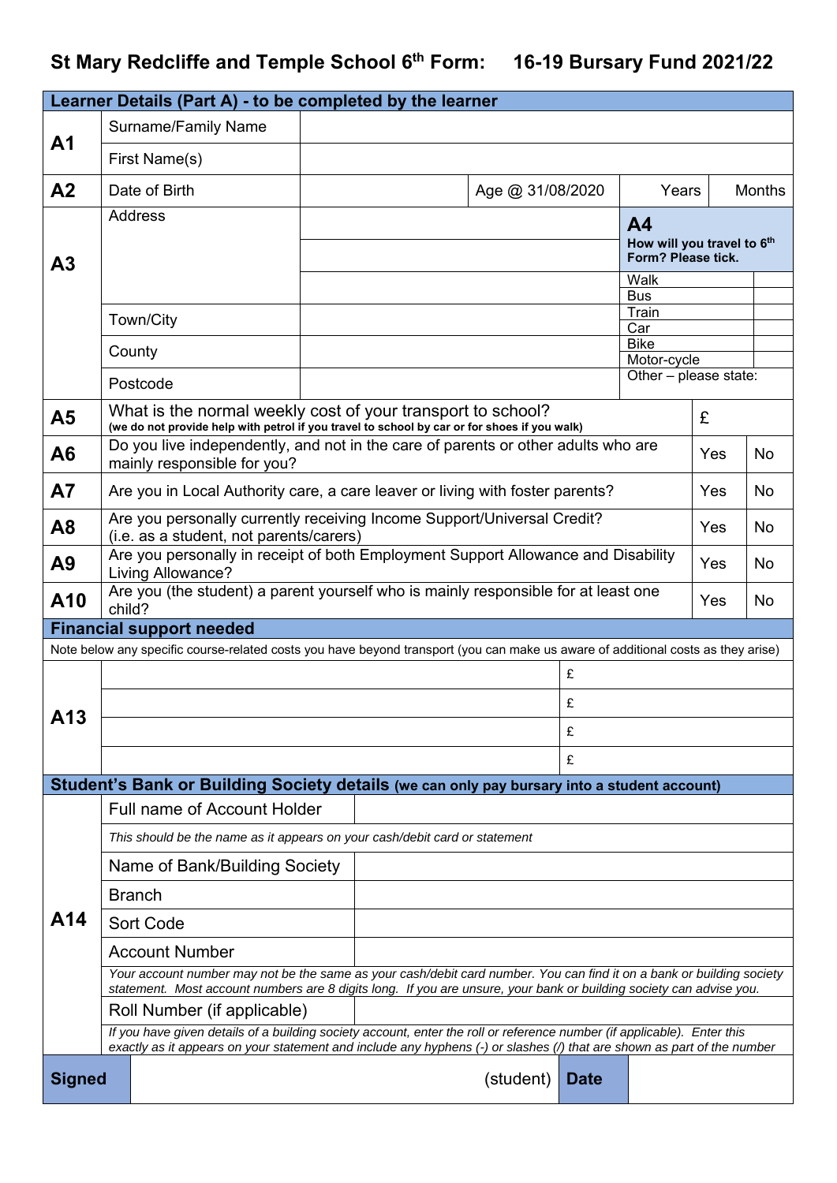# St Mary Redcliffe and Temple School 6th Form: 16-19 Bursary Fund 2021/22

## Learner Details (Part A) - to be completed by the learner

| | | | | | |
|---|---|---|---|---|---|
| **A1** | Surname/Family Name | | | | |
| | First Name(s) | | | | |
| **A2** | Date of Birth | | Age @ 31/08/2020 | Years | Months |

| | | | | |
|---|---|---|---|---|
| **A3** | Address | | **A4** How will you travel to 6th Form? Please tick. | |
| | | | Walk | |
| | | | Bus | |
| | Town/City | | Train | |
| | | | Car | |
| | County | | Bike | |
| | | | Motor-cycle | |
| | Postcode | | Other – please state: | |

| | | | |
|---|---|---|---|
| **A5** | What is the normal weekly cost of your transport to school? **(we do not provide help with petrol if you travel to school by car or for shoes if you walk)** | £ | |
| **A6** | Do you live independently, and not in the care of parents or other adults who are mainly responsible for you? | Yes | No |
| **A7** | Are you in Local Authority care, a care leaver or living with foster parents? | Yes | No |
| **A8** | Are you personally currently receiving Income Support/Universal Credit? (i.e. as a student, not parents/carers) | Yes | No |
| **A9** | Are you personally in receipt of both Employment Support Allowance and Disability Living Allowance? | Yes | No |
| **A10** | Are you (the student) a parent yourself who is mainly responsible for at least one child? | Yes | No |

## Financial support needed

Note below any specific course-related costs you have beyond transport (you can make us aware of additional costs as they arise)

| | | |
|---|---|---|
| **A13** | | £ |
| | | £ |
| | | £ |
| | | £ |

## Student's Bank or Building Society details (we can only pay bursary into a student account)

| | | |
|---|---|---|
| **A14** | Full name of Account Holder | |
| | *This should be the name as it appears on your cash/debit card or statement* | |
| | Name of Bank/Building Society | |
| | Branch | |
| | Sort Code | |
| | Account Number | |
| | *Your account number may not be the same as your cash/debit card number. You can find it on a bank or building society statement. Most account numbers are 8 digits long. If you are unsure, your bank or building society can advise you.* | |
| | Roll Number (if applicable) | |
| | *If you have given details of a building society account, enter the roll or reference number (if applicable). Enter this exactly as it appears on your statement and include any hyphens (-) or slashes (/) that are shown as part of the number* | |

| | | | |
|---|---|---|---|
| **Signed** | (student) | **Date** | |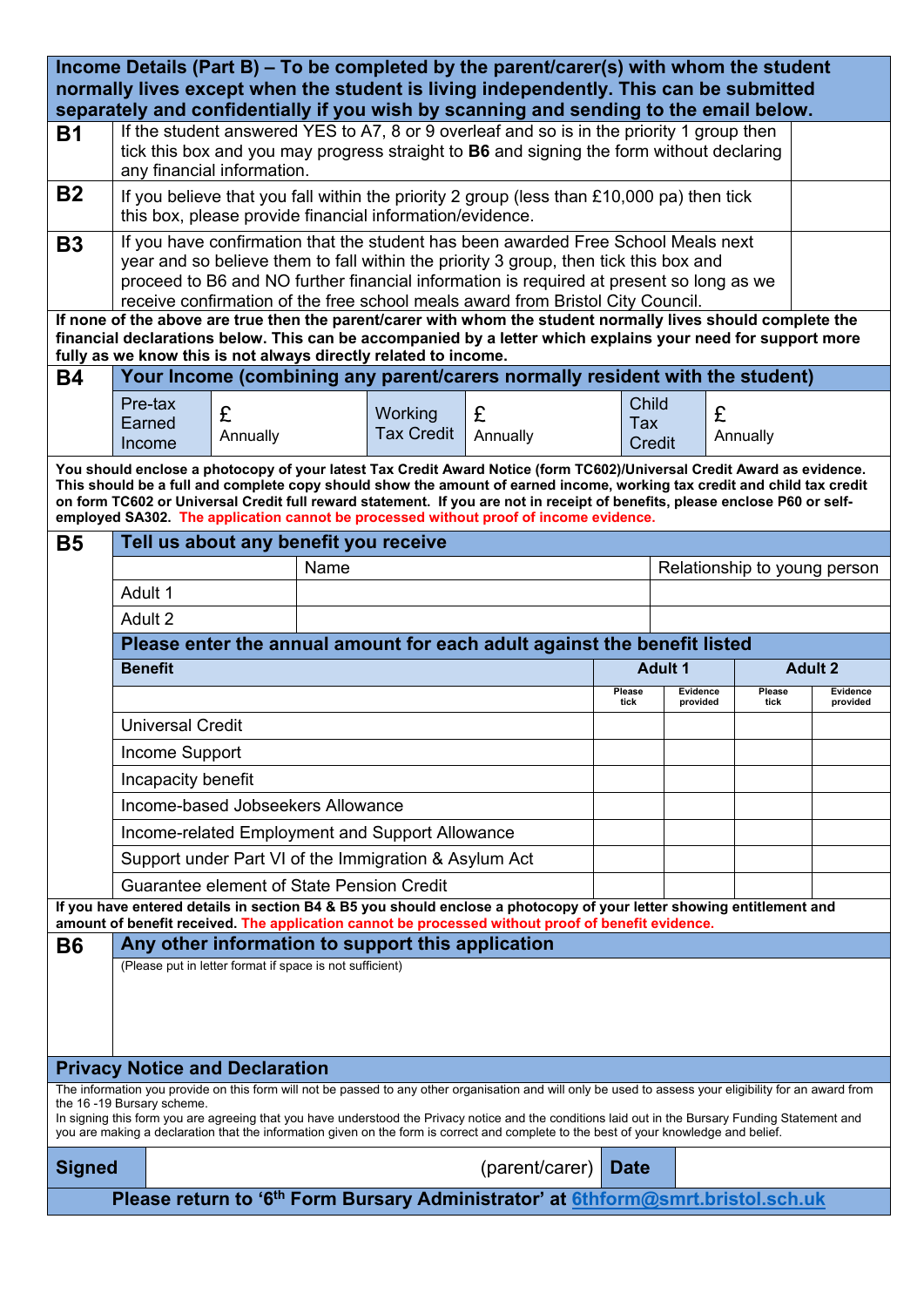**Income Details (Part B) – To be completed by the parent/carer(s) with whom the student normally lives except when the student is living independently. This can be submitted separately and confidentially if you wish by scanning and sending to the email below.**

| | | |
|---|---|---|
| **B1** | If the student answered YES to A7, 8 or 9 overleaf and so is in the priority 1 group then tick this box and you may progress straight to **B6** and signing the form without declaring any financial information. | |
| **B2** | If you believe that you fall within the priority 2 group (less than £10,000 pa) then tick this box, please provide financial information/evidence. | |
| **B3** | If you have confirmation that the student has been awarded Free School Meals next year and so believe them to fall within the priority 3 group, then tick this box and proceed to B6 and NO further financial information is required at present so long as we receive confirmation of the free school meals award from Bristol City Council. | |

**If none of the above are true then the parent/carer with whom the student normally lives should complete the financial declarations below. This can be accompanied by a letter which explains your need for support more fully as we know this is not always directly related to income.**

**B4 Your Income (combining any parent/carers normally resident with the student)**

| | | | | | |
|---|---|---|---|---|---|
| Pre-tax Earned Income | £ Annually | Working Tax Credit | £ Annually | Child Tax Credit | £ Annually |

**You should enclose a photocopy of your latest Tax Credit Award Notice (form TC602)/Universal Credit Award as evidence. This should be a full and complete copy should show the amount of earned income, working tax credit and child tax credit on form TC602 or Universal Credit full reward statement. If you are not in receipt of benefits, please enclose P60 or self-employed SA302.** The application cannot be processed without proof of income evidence.

**B5 Tell us about any benefit you receive**

| | Name | Relationship to young person |
|---|---|---|
| Adult 1 | | |
| Adult 2 | | |

**Please enter the annual amount for each adult against the benefit listed**

| **Benefit** | **Adult 1** | | **Adult 2** | |
|---|---|---|---|---|
| | Please tick | Evidence provided | Please tick | Evidence provided |
| Universal Credit | | | | |
| Income Support | | | | |
| Incapacity benefit | | | | |
| Income-based Jobseekers Allowance | | | | |
| Income-related Employment and Support Allowance | | | | |
| Support under Part VI of the Immigration & Asylum Act | | | | |
| Guarantee element of State Pension Credit | | | | |

**If you have entered details in section B4 & B5 you should enclose a photocopy of your letter showing entitlement and amount of benefit received.** The application cannot be processed without proof of benefit evidence.

**B6 Any other information to support this application**

(Please put in letter format if space is not sufficient)

## Privacy Notice and Declaration

The information you provide on this form will not be passed to any other organisation and will only be used to assess your eligibility for an award from the 16 -19 Bursary scheme.

In signing this form you are agreeing that you have understood the Privacy notice and the conditions laid out in the Bursary Funding Statement and you are making a declaration that the information given on the form is correct and complete to the best of your knowledge and belief.

| | | | |
|---|---|---|---|
| **Signed** | (parent/carer) | **Date** | |

**Please return to '6th Form Bursary Administrator' at 6thform@smrt.bristol.sch.uk**